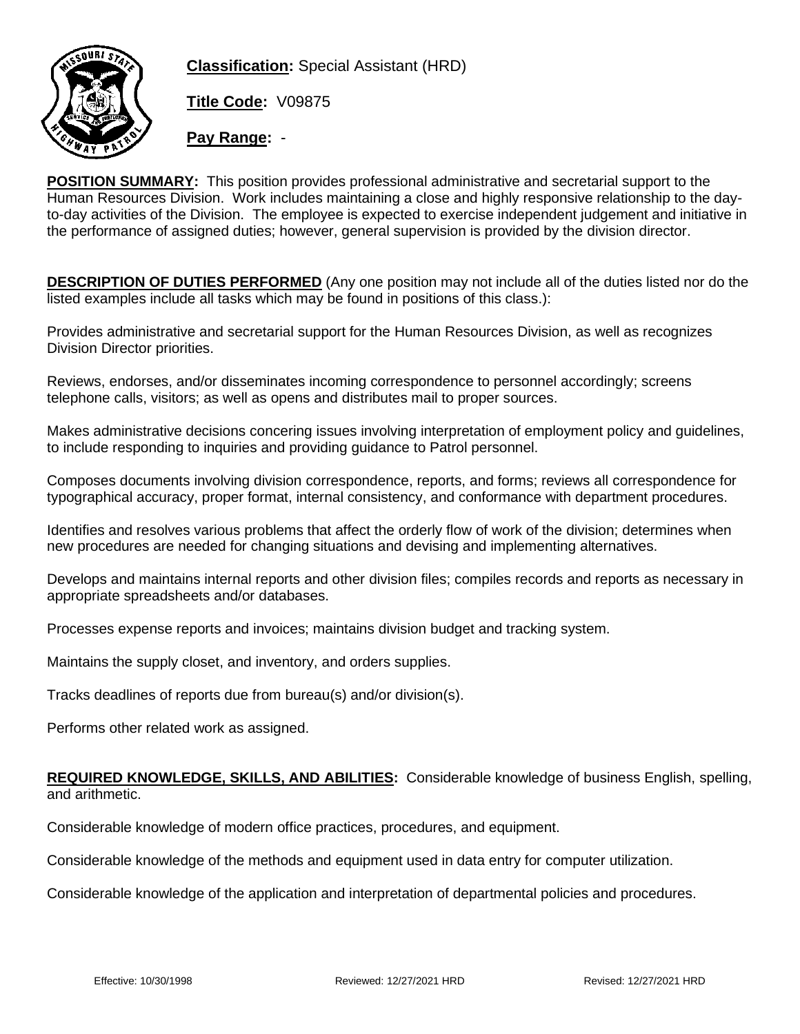**Classification:** Special Assistant (HRD)

**Title Code:** V09875

**Pay Range:** -

**POSITION SUMMARY:** This position provides professional administrative and secretarial support to the Human Resources Division. Work includes maintaining a close and highly responsive relationship to the day-to-day activities of the Division. The employee is expected to exercise independent judgement and initiative in the performance of assigned duties; however, general supervision is provided by the division director.

**DESCRIPTION OF DUTIES PERFORMED** (Any one position may not include all of the duties listed nor do the listed examples include all tasks which may be found in positions of this class.):

Provides administrative and secretarial support for the Human Resources Division, as well as recognizes Division Director priorities.

Reviews, endorses, and/or disseminates incoming correspondence to personnel accordingly; screens telephone calls, visitors; as well as opens and distributes mail to proper sources.

Makes administrative decisions concering issues involving interpretation of employment policy and guidelines, to include responding to inquiries and providing guidance to Patrol personnel.

Composes documents involving division correspondence, reports, and forms; reviews all correspondence for typographical accuracy, proper format, internal consistency, and conformance with department procedures.

Identifies and resolves various problems that affect the orderly flow of work of the division; determines when new procedures are needed for changing situations and devising and implementing alternatives.

Develops and maintains internal reports and other division files; compiles records and reports as necessary in appropriate spreadsheets and/or databases.

Processes expense reports and invoices; maintains division budget and tracking system.

Maintains the supply closet, and inventory, and orders supplies.

Tracks deadlines of reports due from bureau(s) and/or division(s).

Performs other related work as assigned.

**REQUIRED KNOWLEDGE, SKILLS, AND ABILITIES:** Considerable knowledge of business English, spelling, and arithmetic.

Considerable knowledge of modern office practices, procedures, and equipment.

Considerable knowledge of the methods and equipment used in data entry for computer utilization.

Considerable knowledge of the application and interpretation of departmental policies and procedures.

Effective: 10/30/1998 Reviewed: 12/27/2021 HRD Revised: 12/27/2021 HRD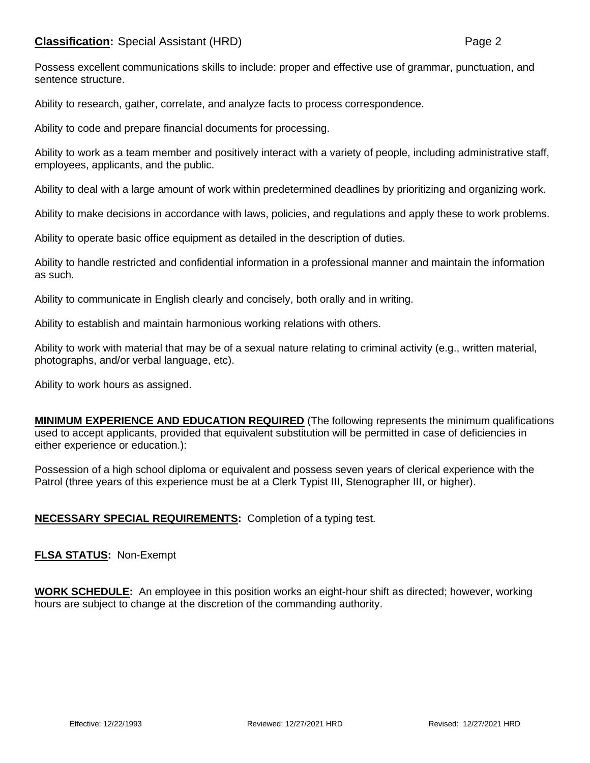Possess excellent communications skills to include: proper and effective use of grammar, punctuation, and sentence structure.

Ability to research, gather, correlate, and analyze facts to process correspondence.

Ability to code and prepare financial documents for processing.

Ability to work as a team member and positively interact with a variety of people, including administrative staff, employees, applicants, and the public.

Ability to deal with a large amount of work within predetermined deadlines by prioritizing and organizing work.

Ability to make decisions in accordance with laws, policies, and regulations and apply these to work problems.

Ability to operate basic office equipment as detailed in the description of duties.

Ability to handle restricted and confidential information in a professional manner and maintain the information as such.

Ability to communicate in English clearly and concisely, both orally and in writing.

Ability to establish and maintain harmonious working relations with others.

Ability to work with material that may be of a sexual nature relating to criminal activity (e.g., written material, photographs, and/or verbal language, etc).

Ability to work hours as assigned.

**MINIMUM EXPERIENCE AND EDUCATION REQUIRED** (The following represents the minimum qualifications used to accept applicants, provided that equivalent substitution will be permitted in case of deficiencies in either experience or education.):

Possession of a high school diploma or equivalent and possess seven years of clerical experience with the Patrol (three years of this experience must be at a Clerk Typist III, Stenographer III, or higher).

**NECESSARY SPECIAL REQUIREMENTS:** Completion of a typing test.

**FLSA STATUS:** Non-Exempt

**WORK SCHEDULE:** An employee in this position works an eight-hour shift as directed; however, working hours are subject to change at the discretion of the commanding authority.

Effective: 12/22/1993 Reviewed: 12/27/2021 HRD Revised: 12/27/2021 HRD